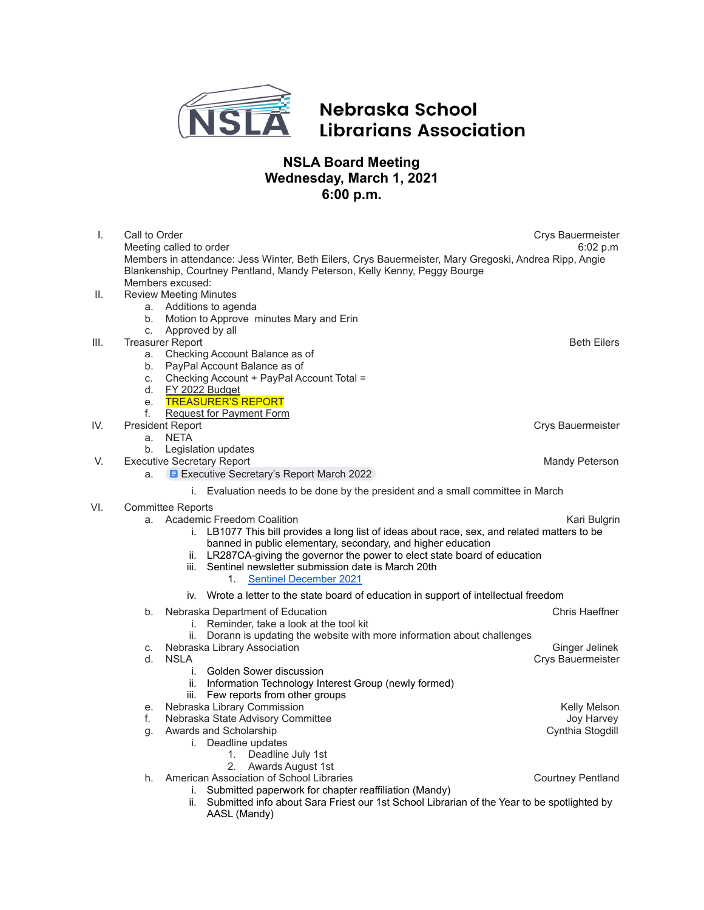# Nebraska School Librarians Association

## NSLA Board Meeting
## Wednesday, March 1, 2021
## 6:00 p.m.

I. Call to Order — Crys Bauermeister
   Meeting called to order — 6:02 p.m
   Members in attendance: Jess Winter, Beth Eilers, Crys Bauermeister, Mary Gregoski, Andrea Ripp, Angie Blankenship, Courtney Pentland, Mandy Peterson, Kelly Kenny, Peggy Bourge
   Members excused:

II. Review Meeting Minutes
   a. Additions to agenda
   b. Motion to Approve minutes Mary and Erin
   c. Approved by all

III. Treasurer Report — Beth Eilers
   a. Checking Account Balance as of
   b. PayPal Account Balance as of
   c. Checking Account + PayPal Account Total =
   d. FY 2022 Budget
   e. TREASURER'S REPORT
   f. Request for Payment Form

IV. President Report — Crys Bauermeister
   a. NETA
   b. Legislation updates

V. Executive Secretary Report — Mandy Peterson
   a. Executive Secretary's Report March 2022
      i. Evaluation needs to be done by the president and a small committee in March

VI. Committee Reports
   a. Academic Freedom Coalition — Kari Bulgrin
      i. LB1077 This bill provides a long list of ideas about race, sex, and related matters to be banned in public elementary, secondary, and higher education
      ii. LR287CA-giving the governor the power to elect state board of education
      iii. Sentinel newsletter submission date is March 20th
         1. Sentinel December 2021
      iv. Wrote a letter to the state board of education in support of intellectual freedom
   b. Nebraska Department of Education — Chris Haeffner
      i. Reminder, take a look at the tool kit
      ii. Dorann is updating the website with more information about challenges
   c. Nebraska Library Association — Ginger Jelinek
   d. NSLA — Crys Bauermeister
      i. Golden Sower discussion
      ii. Information Technology Interest Group (newly formed)
      iii. Few reports from other groups
   e. Nebraska Library Commission — Kelly Melson
   f. Nebraska State Advisory Committee — Joy Harvey
   g. Awards and Scholarship — Cynthia Stogdill
      i. Deadline updates
         1. Deadline July 1st
         2. Awards August 1st
   h. American Association of School Libraries — Courtney Pentland
      i. Submitted paperwork for chapter reaffiliation (Mandy)
      ii. Submitted info about Sara Friest our 1st School Librarian of the Year to be spotlighted by AASL (Mandy)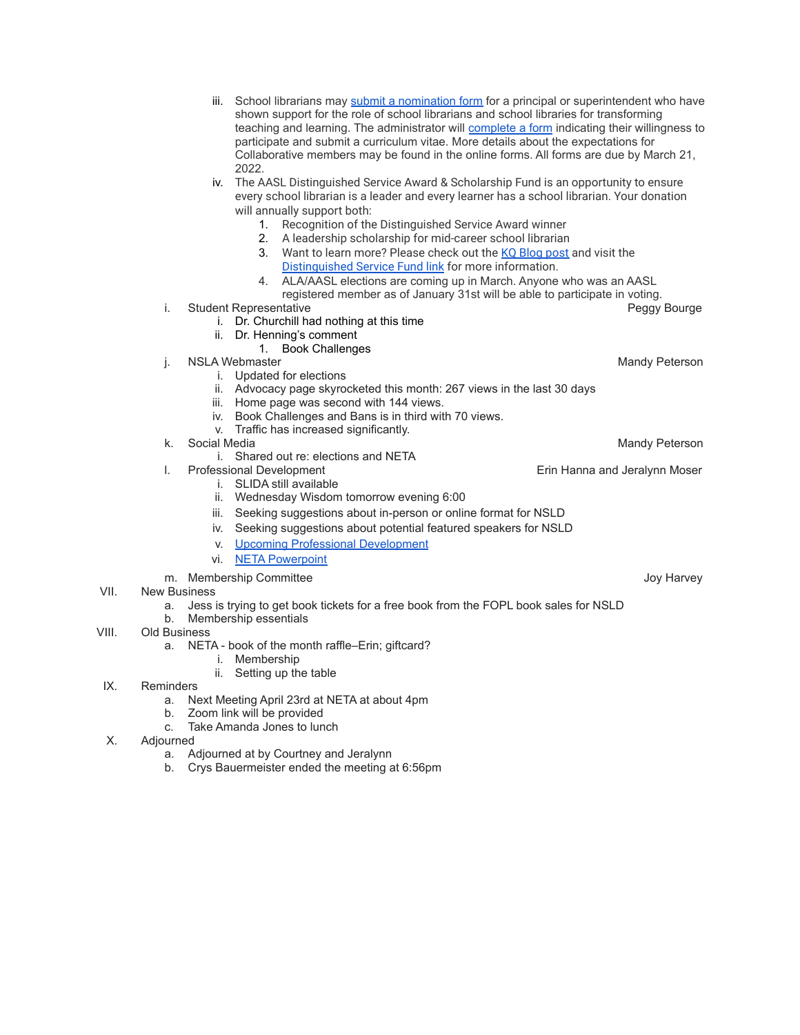- iii. School librarians may submit a nomination form for a principal or superintendent who have shown support for the role of school librarians and school libraries for transforming teaching and learning. The administrator will complete a form indicating their willingness to participate and submit a curriculum vitae. More details about the expectations for Collaborative members may be found in the online forms. All forms are due by March 21, 2022.
- iv. The AASL Distinguished Service Award & Scholarship Fund is an opportunity to ensure every school librarian is a leader and every learner has a school librarian. Your donation will annually support both:
  1. Recognition of the Distinguished Service Award winner
  2. A leadership scholarship for mid-career school librarian
  3. Want to learn more? Please check out the KQ Blog post and visit the Distinguished Service Fund link for more information.
  4. ALA/AASL elections are coming up in March. Anyone who was an AASL registered member as of January 31st will be able to participate in voting.

i. Student Representative — Peggy Bourge
   - i. Dr. Churchill had nothing at this time
   - ii. Dr. Henning's comment
     1. Book Challenges

j. NSLA Webmaster — Mandy Peterson
   - i. Updated for elections
   - ii. Advocacy page skyrocketed this month: 267 views in the last 30 days
   - iii. Home page was second with 144 views.
   - iv. Book Challenges and Bans is in third with 70 views.
   - v. Traffic has increased significantly.

k. Social Media — Mandy Peterson
   - i. Shared out re: elections and NETA

l. Professional Development — Erin Hanna and Jeralynn Moser
   - i. SLIDA still available
   - ii. Wednesday Wisdom tomorrow evening 6:00
   - iii. Seeking suggestions about in-person or online format for NSLD
   - iv. Seeking suggestions about potential featured speakers for NSLD
   - v. Upcoming Professional Development
   - vi. NETA Powerpoint

m. Membership Committee — Joy Harvey

VII. New Business
   - a. Jess is trying to get book tickets for a free book from the FOPL book sales for NSLD
   - b. Membership essentials

VIII. Old Business
   - a. NETA - book of the month raffle–Erin; giftcard?
     - i. Membership
     - ii. Setting up the table

IX. Reminders
   - a. Next Meeting April 23rd at NETA at about 4pm
   - b. Zoom link will be provided
   - c. Take Amanda Jones to lunch

X. Adjourned
   - a. Adjourned at by Courtney and Jeralynn
   - b. Crys Bauermeister ended the meeting at 6:56pm